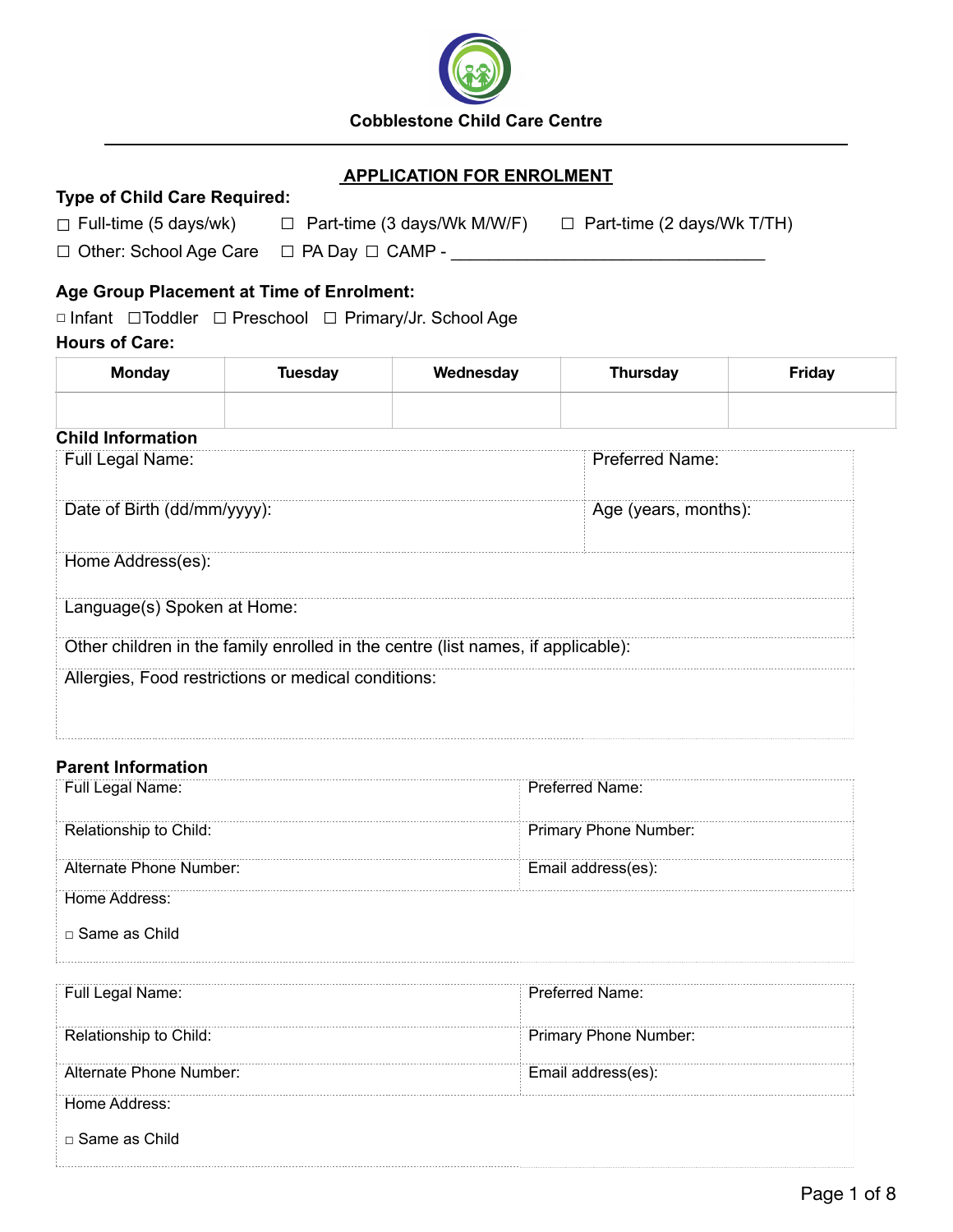**Cobblestone Child Care Centre**

---

## APPLICATION FOR ENROLMENT

**Type of Child Care Required:**

☐ Full-time (5 days/wk) ☐ Part-time (3 days/Wk M/W/F) ☐ Part-time (2 days/Wk T/TH)

☐ Other: School Age Care ☐ PA Day ☐ CAMP - ________________________________

**Age Group Placement at Time of Enrolment:**

□ Infant ☐Toddler ☐ Preschool ☐ Primary/Jr. School Age

**Hours of Care:**

| Monday | Tuesday | Wednesday | Thursday | Friday |
|---|---|---|---|---|
| | | | | |

**Child Information**

| Full Legal Name: | Preferred Name: |
|---|---|
| Date of Birth (dd/mm/yyyy): | Age (years, months): |
| Home Address(es): | |
| Language(s) Spoken at Home: | |
| Other children in the family enrolled in the centre (list names, if applicable): | |
| Allergies, Food restrictions or medical conditions: | |

**Parent Information**

| Full Legal Name: | Preferred Name: |
|---|---|
| Relationship to Child: | Primary Phone Number: |
| Alternate Phone Number: | Email address(es): |
| Home Address:<br>□ Same as Child | |

| Full Legal Name: | Preferred Name: |
|---|---|
| Relationship to Child: | Primary Phone Number: |
| Alternate Phone Number: | Email address(es): |
| Home Address:<br>□ Same as Child | |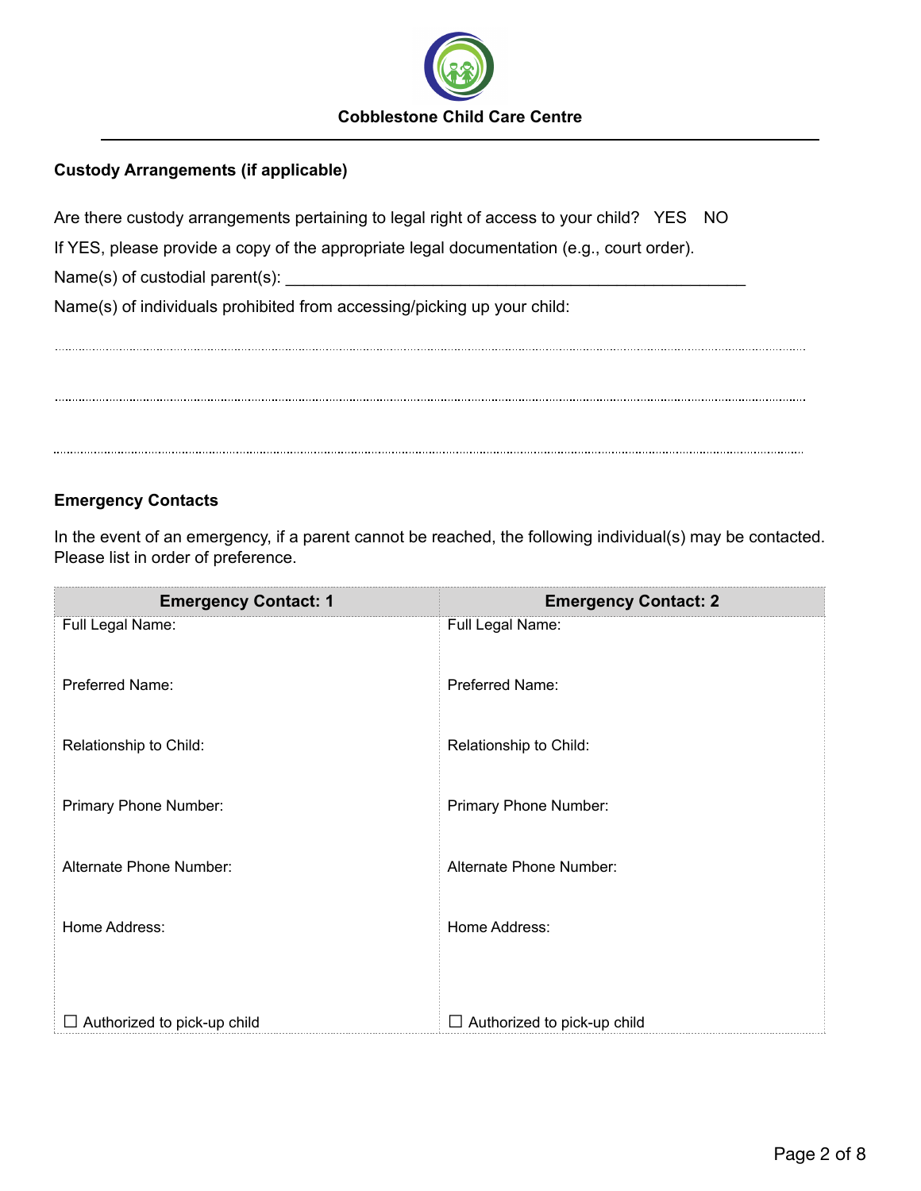**Cobblestone Child Care Centre**

---

**Custody Arrangements (if applicable)**

Are there custody arrangements pertaining to legal right of access to your child? YES NO

If YES, please provide a copy of the appropriate legal documentation (e.g., court order).

Name(s) of custodial parent(s): ___________________________________________________

Name(s) of individuals prohibited from accessing/picking up your child:

.................................................................................................................................................................

.................................................................................................................................................................

.................................................................................................................................................................

**Emergency Contacts**

In the event of an emergency, if a parent cannot be reached, the following individual(s) may be contacted. Please list in order of preference.

| Emergency Contact: 1 | Emergency Contact: 2 |
|---|---|
| Full Legal Name: | Full Legal Name: |
| Preferred Name: | Preferred Name: |
| Relationship to Child: | Relationship to Child: |
| Primary Phone Number: | Primary Phone Number: |
| Alternate Phone Number: | Alternate Phone Number: |
| Home Address: | Home Address: |
| ☐ Authorized to pick-up child | ☐ Authorized to pick-up child |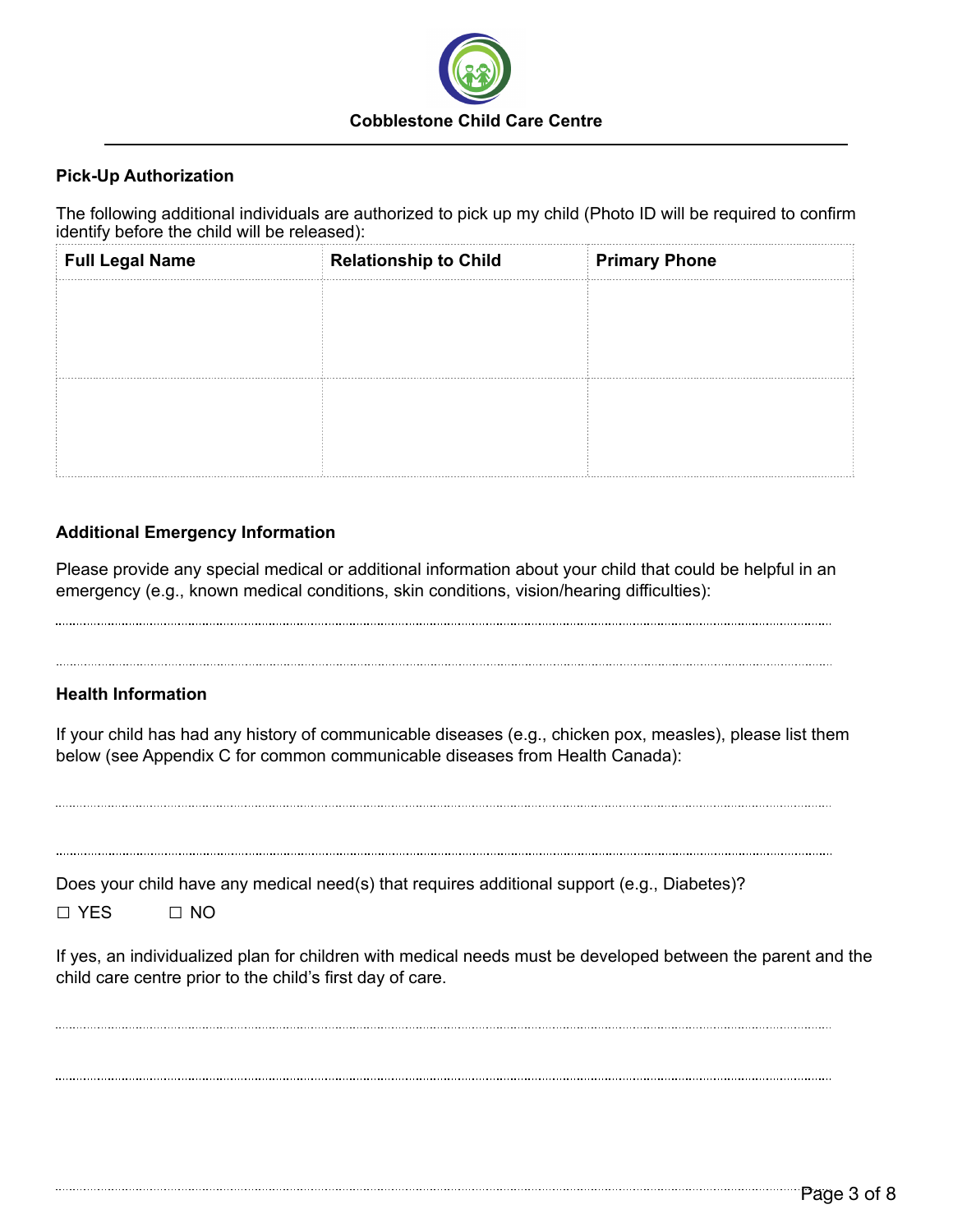Cobblestone Child Care Centre

### Pick-Up Authorization

The following additional individuals are authorized to pick up my child (Photo ID will be required to confirm identify before the child will be released):

| Full Legal Name | Relationship to Child | Primary Phone |
| --- | --- | --- |
| | | |
| | | |

### Additional Emergency Information

Please provide any special medical or additional information about your child that could be helpful in an emergency (e.g., known medical conditions, skin conditions, vision/hearing difficulties):

.............................................................................................................................................

.............................................................................................................................................

### Health Information

If your child has had any history of communicable diseases (e.g., chicken pox, measles), please list them below (see Appendix C for common communicable diseases from Health Canada):

.............................................................................................................................................

.............................................................................................................................................

Does your child have any medical need(s) that requires additional support (e.g., Diabetes)?

☐ YES ☐ NO

If yes, an individualized plan for children with medical needs must be developed between the parent and the child care centre prior to the child's first day of care.

.............................................................................................................................................

.............................................................................................................................................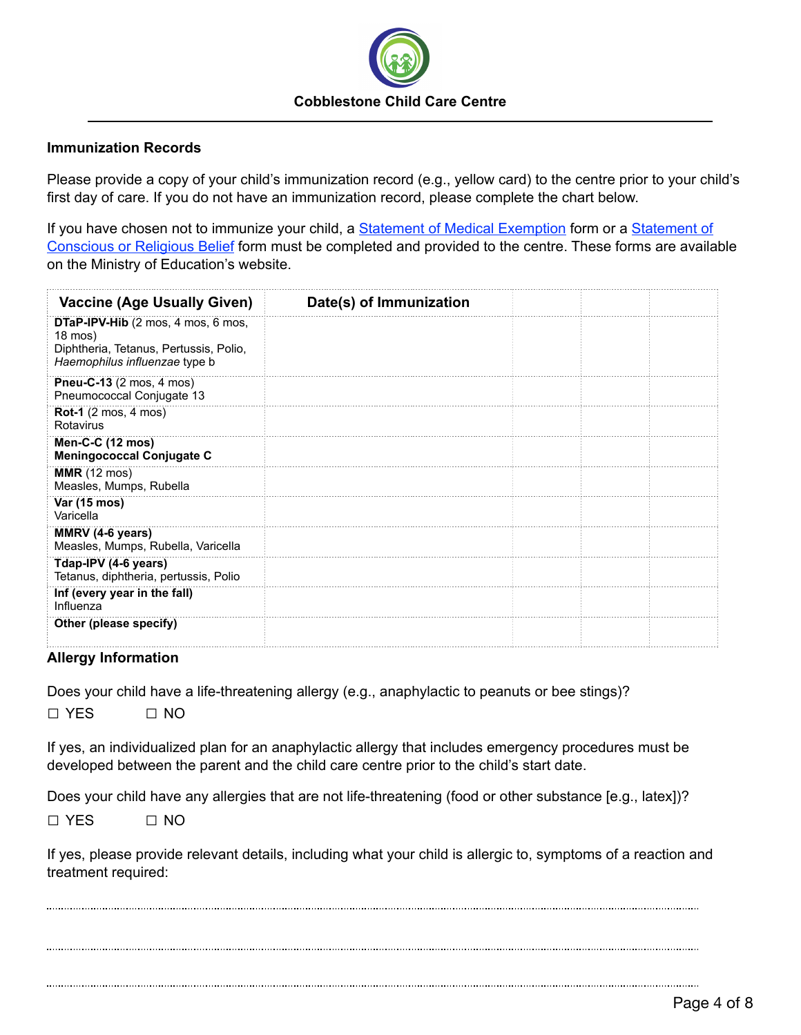**Cobblestone Child Care Centre**

## Immunization Records

Please provide a copy of your child's immunization record (e.g., yellow card) to the centre prior to your child's first day of care. If you do not have an immunization record, please complete the chart below.

If you have chosen not to immunize your child, a Statement of Medical Exemption form or a Statement of Conscious or Religious Belief form must be completed and provided to the centre. These forms are available on the Ministry of Education's website.

| Vaccine (Age Usually Given) | Date(s) of Immunization | | | |
|---|---|---|---|---|
| **DTaP-IPV-Hib** (2 mos, 4 mos, 6 mos, 18 mos) Diphtheria, Tetanus, Pertussis, Polio, *Haemophilus influenzae* type b | | | | |
| **Pneu-C-13** (2 mos, 4 mos) Pneumococcal Conjugate 13 | | | | |
| **Rot-1** (2 mos, 4 mos) Rotavirus | | | | |
| **Men-C-C (12 mos) Meningococcal Conjugate C** | | | | |
| **MMR** (12 mos) Measles, Mumps, Rubella | | | | |
| **Var (15 mos)** Varicella | | | | |
| **MMRV (4-6 years)** Measles, Mumps, Rubella, Varicella | | | | |
| **Tdap-IPV (4-6 years)** Tetanus, diphtheria, pertussis, Polio | | | | |
| **Inf (every year in the fall)** Influenza | | | | |
| **Other (please specify)** | | | | |

## Allergy Information

Does your child have a life-threatening allergy (e.g., anaphylactic to peanuts or bee stings)?

☐ YES ☐ NO

If yes, an individualized plan for an anaphylactic allergy that includes emergency procedures must be developed between the parent and the child care centre prior to the child's start date.

Does your child have any allergies that are not life-threatening (food or other substance [e.g., latex])?

☐ YES ☐ NO

If yes, please provide relevant details, including what your child is allergic to, symptoms of a reaction and treatment required:

..............................................................................................................................................

..............................................................................................................................................

..............................................................................................................................................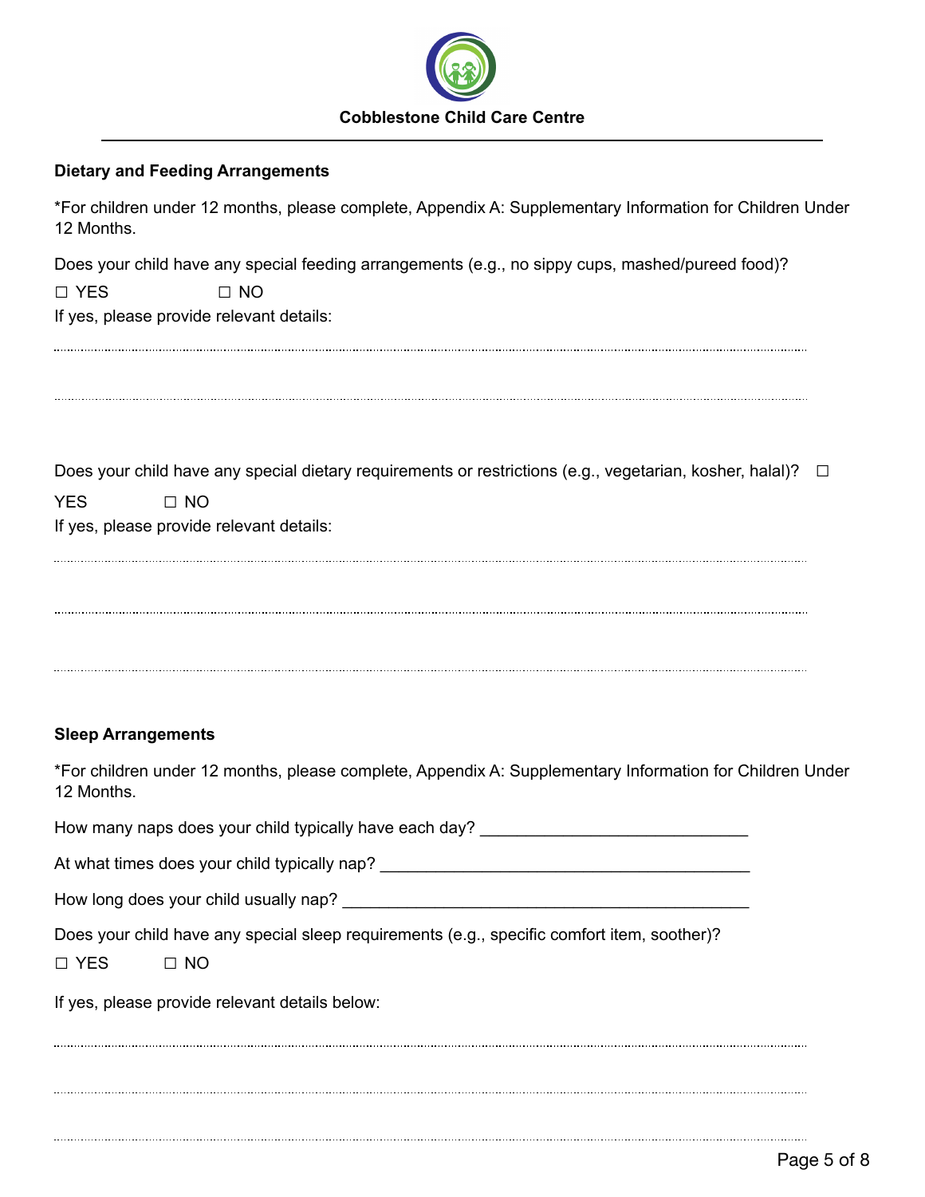**Cobblestone Child Care Centre**

---

## Dietary and Feeding Arrangements

*For children under 12 months, please complete, Appendix A: Supplementary Information for Children Under 12 Months.

Does your child have any special feeding arrangements (e.g., no sippy cups, mashed/pureed food)?

☐ YES ☐ NO

If yes, please provide relevant details:

..........................................................................................................................................

..........................................................................................................................................

Does your child have any special dietary requirements or restrictions (e.g., vegetarian, kosher, halal)? ☐ YES ☐ NO

If yes, please provide relevant details:

..........................................................................................................................................

..........................................................................................................................................

..........................................................................................................................................

## Sleep Arrangements

*For children under 12 months, please complete, Appendix A: Supplementary Information for Children Under 12 Months.

How many naps does your child typically have each day? ______________________________

At what times does your child typically nap? __________________________________________

How long does your child usually nap? _____________________________________________

Does your child have any special sleep requirements (e.g., specific comfort item, soother)?

☐ YES ☐ NO

If yes, please provide relevant details below:

..........................................................................................................................................

..........................................................................................................................................

..........................................................................................................................................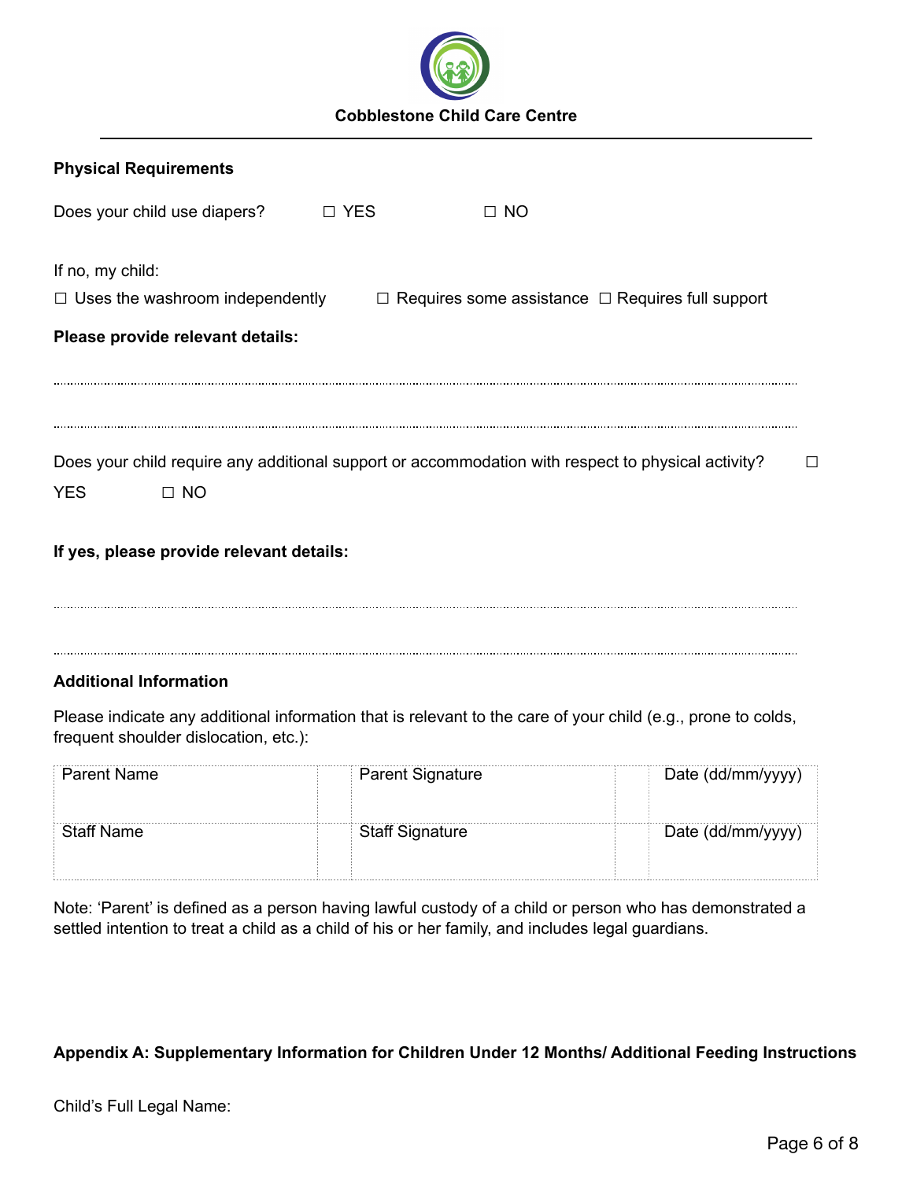**Cobblestone Child Care Centre**

---

**Physical Requirements**

Does your child use diapers? ☐ YES ☐ NO

If no, my child:

☐ Uses the washroom independently ☐ Requires some assistance ☐ Requires full support

**Please provide relevant details:**

..............................................................................................................................................................

..............................................................................................................................................................

Does your child require any additional support or accommodation with respect to physical activity? ☐ YES ☐ NO

**If yes, please provide relevant details:**

..............................................................................................................................................................

..............................................................................................................................................................

**Additional Information**

Please indicate any additional information that is relevant to the care of your child (e.g., prone to colds, frequent shoulder dislocation, etc.):

| Parent Name | | Parent Signature | | Date (dd/mm/yyyy) |
|---|---|---|---|---|
| Staff Name | | Staff Signature | | Date (dd/mm/yyyy) |

Note: 'Parent' is defined as a person having lawful custody of a child or person who has demonstrated a settled intention to treat a child as a child of his or her family, and includes legal guardians.

**Appendix A: Supplementary Information for Children Under 12 Months/ Additional Feeding Instructions**

Child's Full Legal Name: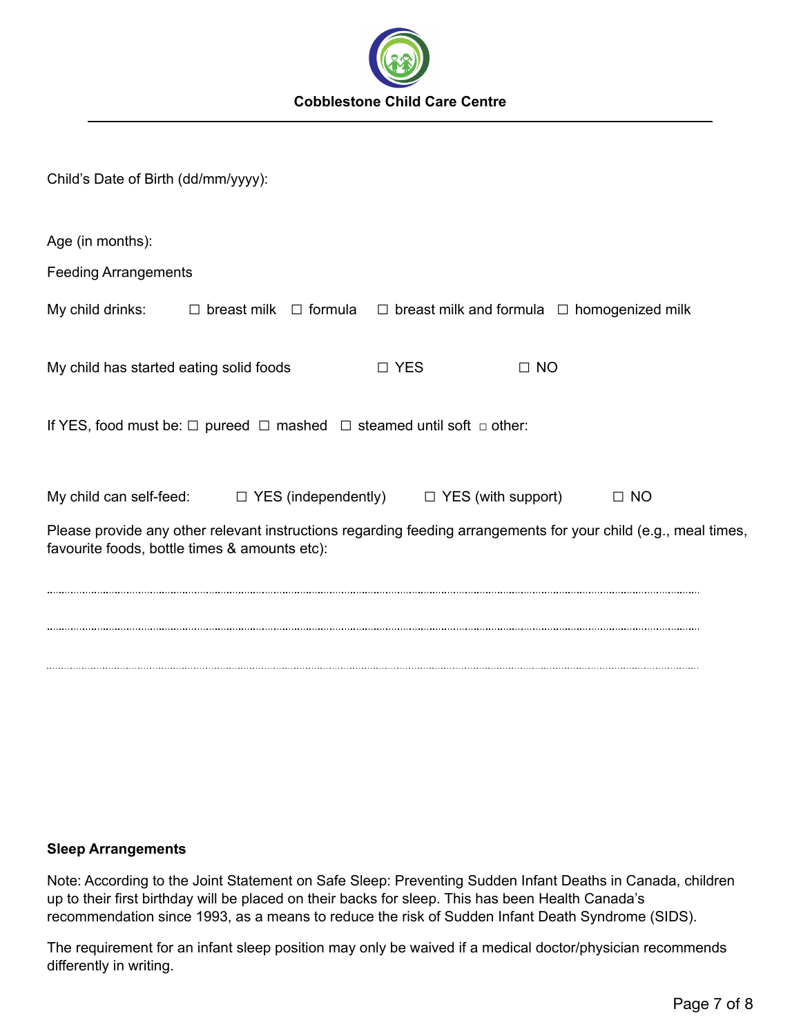**Cobblestone Child Care Centre**

---

Child's Date of Birth (dd/mm/yyyy):

Age (in months):

Feeding Arrangements

My child drinks: ☐ breast milk ☐ formula ☐ breast milk and formula ☐ homogenized milk

My child has started eating solid foods ☐ YES ☐ NO

If YES, food must be: ☐ pureed ☐ mashed ☐ steamed until soft ☐ other:

My child can self-feed: ☐ YES (independently) ☐ YES (with support) ☐ NO

Please provide any other relevant instructions regarding feeding arrangements for your child (e.g., meal times, favourite foods, bottle times & amounts etc):

.........................................................................................................................................................

.........................................................................................................................................................

.........................................................................................................................................................

**Sleep Arrangements**

Note: According to the Joint Statement on Safe Sleep: Preventing Sudden Infant Deaths in Canada, children up to their first birthday will be placed on their backs for sleep. This has been Health Canada's recommendation since 1993, as a means to reduce the risk of Sudden Infant Death Syndrome (SIDS).

The requirement for an infant sleep position may only be waived if a medical doctor/physician recommends differently in writing.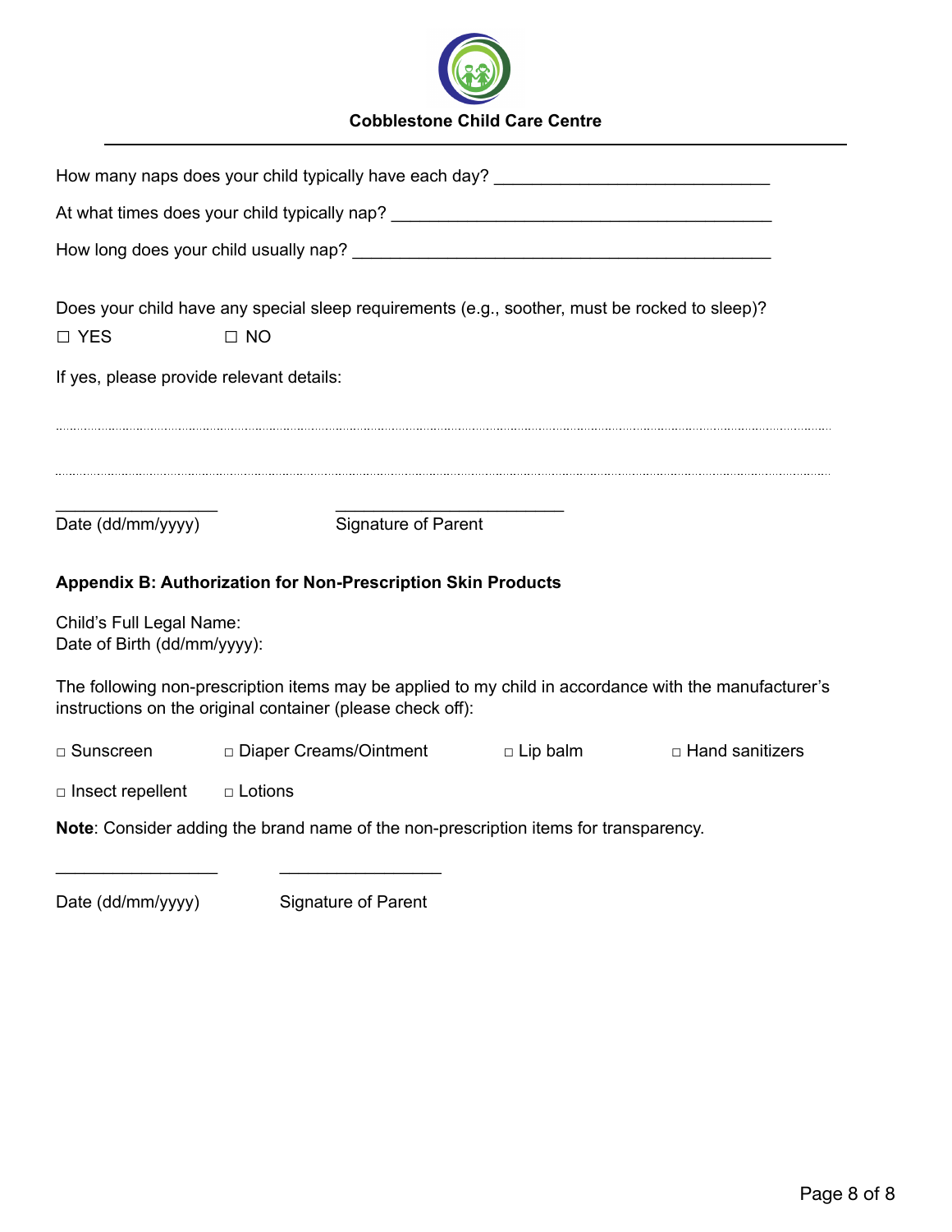How many naps does your child typically have each day? ______________________________

At what times does your child typically nap? __________________________________________

How long does your child usually nap? ______________________________________________

Does your child have any special sleep requirements (e.g., soother, must be rocked to sleep)?

☐ YES ☐ NO

If yes, please provide relevant details:

..................................................................................................................................................................

..................................................................................................................................................................

_________________ _________________________

Date (dd/mm/yyyy) Signature of Parent

**Appendix B: Authorization for Non-Prescription Skin Products**

Child's Full Legal Name:
Date of Birth (dd/mm/yyyy):

The following non-prescription items may be applied to my child in accordance with the manufacturer's instructions on the original container (please check off):

□ Sunscreen □ Diaper Creams/Ointment □ Lip balm □ Hand sanitizers

□ Insect repellent □ Lotions

**Note**: Consider adding the brand name of the non-prescription items for transparency.

_________________ _________________

Date (dd/mm/yyyy) Signature of Parent